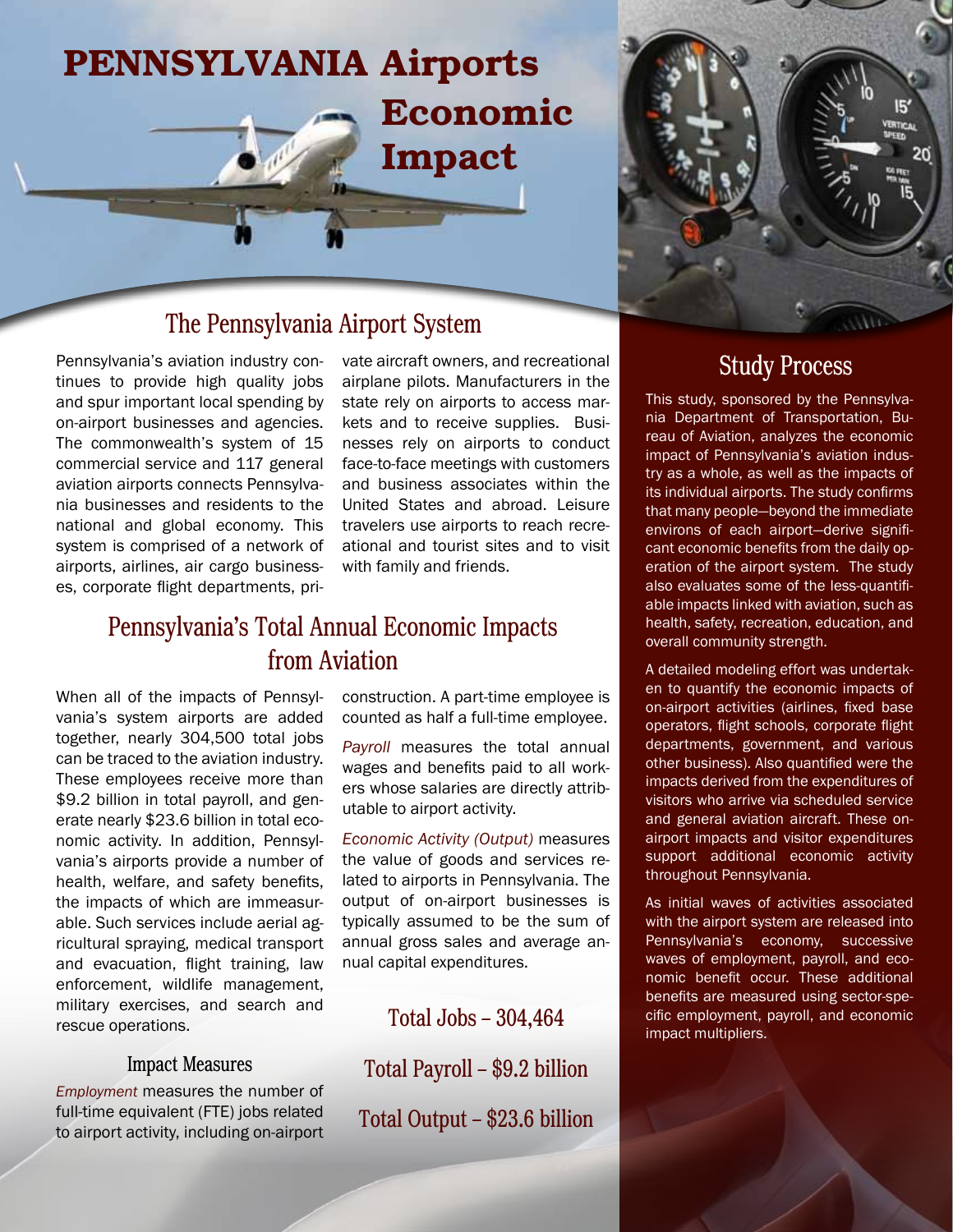# PENNSYLVANIA Airports Economic Impact

## The Pennsylvania Airport System

Pennsylvania's aviation industry continues to provide high quality jobs and spur important local spending by on-airport businesses and agencies. The commonwealth's system of 15 commercial service and 117 general aviation airports connects Pennsylvania businesses and residents to the national and global economy. This system is comprised of a network of airports, airlines, air cargo businesses, corporate flight departments, private aircraft owners, and recreational airplane pilots. Manufacturers in the state rely on airports to access markets and to receive supplies. Businesses rely on airports to conduct face-to-face meetings with customers and business associates within the United States and abroad. Leisure travelers use airports to reach recreational and tourist sites and to visit with family and friends.

## Pennsylvania's Total Annual Economic Impacts from Aviation

When all of the impacts of Pennsylvania's system airports are added together, nearly 304,500 total jobs can be traced to the aviation industry. These employees receive more than $9.2 billion in total payroll, and generate nearly $23.6 billion in total economic activity. In addition, Pennsylvania's airports provide a number of health, welfare, and safety benefits, the impacts of which are immeasurable. Such services include aerial agricultural spraying, medical transport and evacuation, flight training, law enforcement, wildlife management, military exercises, and search and rescue operations.

### Impact Measures

*Employment* measures the number of full-time equivalent (FTE) jobs related to airport activity, including on-airport construction. A part-time employee is counted as half a full-time employee.

*Payroll* measures the total annual wages and benefits paid to all workers whose salaries are directly attributable to airport activity.

*Economic Activity (Output)* measures the value of goods and services related to airports in Pennsylvania. The output of on-airport businesses is typically assumed to be the sum of annual gross sales and average annual capital expenditures.

**Total Jobs – 304,464**

**Total Payroll – $9.2 billion**

**Total Output – $23.6 billion**

## Study Process

This study, sponsored by the Pennsylvania Department of Transportation, Bureau of Aviation, analyzes the economic impact of Pennsylvania's aviation industry as a whole, as well as the impacts of its individual airports. The study confirms that many people—beyond the immediate environs of each airport—derive significant economic benefits from the daily operation of the airport system. The study also evaluates some of the less-quantifiable impacts linked with aviation, such as health, safety, recreation, education, and overall community strength.

A detailed modeling effort was undertaken to quantify the economic impacts of on-airport activities (airlines, fixed base operators, flight schools, corporate flight departments, government, and various other business). Also quantified were the impacts derived from the expenditures of visitors who arrive via scheduled service and general aviation aircraft. These on-airport impacts and visitor expenditures support additional economic activity throughout Pennsylvania.

As initial waves of activities associated with the airport system are released into Pennsylvania's economy, successive waves of employment, payroll, and economic benefit occur. These additional benefits are measured using sector-specific employment, payroll, and economic impact multipliers.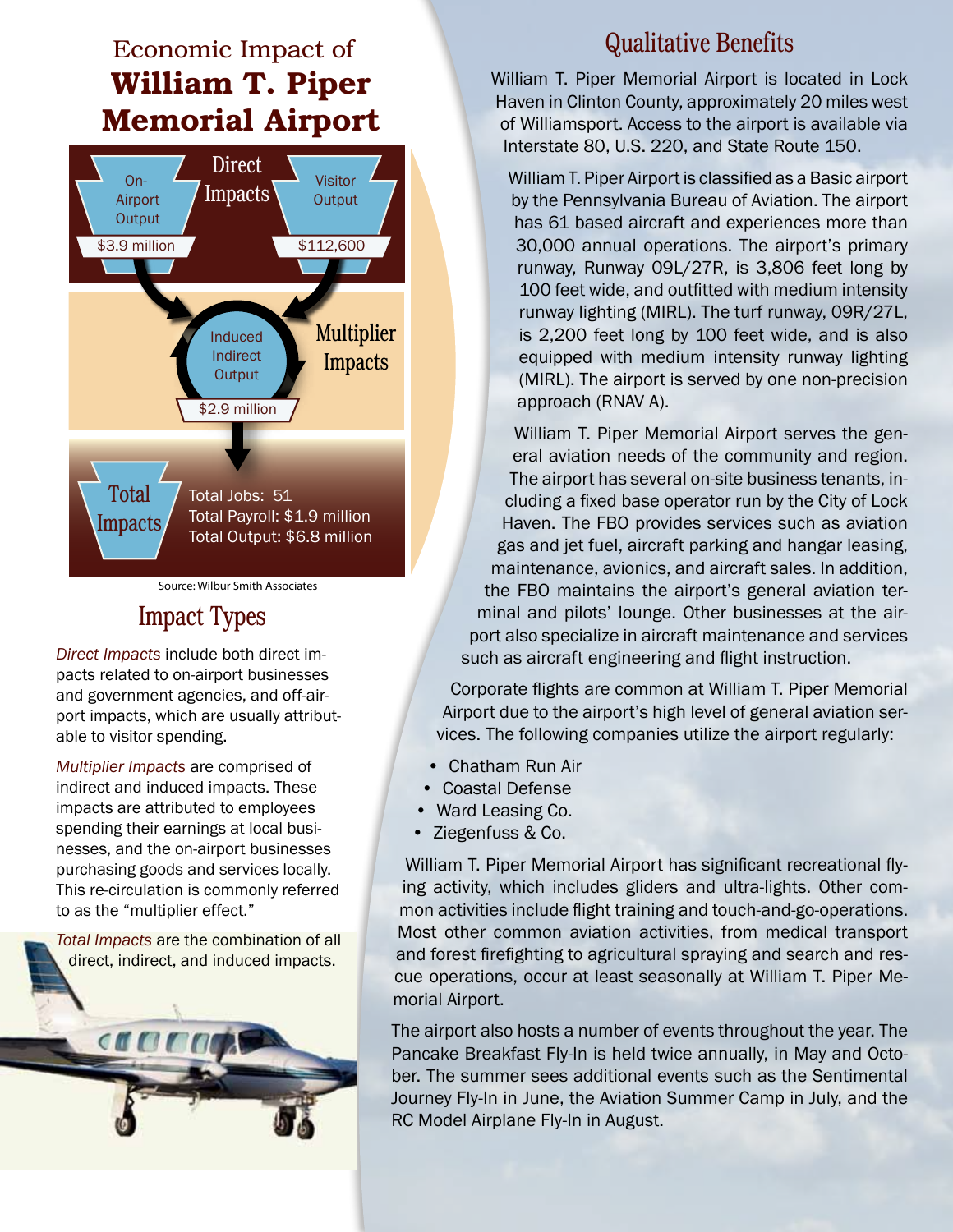# Economic Impact of **William T. Piper Memorial Airport**

Direct Impacts

On-Airport Output
$3.9 million

Visitor Output
$112,600

Multiplier Impacts

Induced Indirect Output
$2.9 million

Total Impacts

Total Jobs: 51
Total Payroll: $1.9 million
Total Output: $6.8 million

Source: Wilbur Smith Associates

## Impact Types

*Direct Impacts* include both direct impacts related to on-airport businesses and government agencies, and off-airport impacts, which are usually attributable to visitor spending.

*Multiplier Impacts* are comprised of indirect and induced impacts. These impacts are attributed to employees spending their earnings at local businesses, and the on-airport businesses purchasing goods and services locally. This re-circulation is commonly referred to as the "multiplier effect."

*Total Impacts* are the combination of all direct, indirect, and induced impacts.

## Qualitative Benefits

William T. Piper Memorial Airport is located in Lock Haven in Clinton County, approximately 20 miles west of Williamsport. Access to the airport is available via Interstate 80, U.S. 220, and State Route 150.

William T. Piper Airport is classified as a Basic airport by the Pennsylvania Bureau of Aviation. The airport has 61 based aircraft and experiences more than 30,000 annual operations. The airport's primary runway, Runway 09L/27R, is 3,806 feet long by 100 feet wide, and outfitted with medium intensity runway lighting (MIRL). The turf runway, 09R/27L, is 2,200 feet long by 100 feet wide, and is also equipped with medium intensity runway lighting (MIRL). The airport is served by one non-precision approach (RNAV A).

William T. Piper Memorial Airport serves the general aviation needs of the community and region. The airport has several on-site business tenants, including a fixed base operator run by the City of Lock Haven. The FBO provides services such as aviation gas and jet fuel, aircraft parking and hangar leasing, maintenance, avionics, and aircraft sales. In addition, the FBO maintains the airport's general aviation terminal and pilots' lounge. Other businesses at the airport also specialize in aircraft maintenance and services such as aircraft engineering and flight instruction.

Corporate flights are common at William T. Piper Memorial Airport due to the airport's high level of general aviation services. The following companies utilize the airport regularly:

- Chatham Run Air
- Coastal Defense
- Ward Leasing Co.
- Ziegenfuss & Co.

William T. Piper Memorial Airport has significant recreational flying activity, which includes gliders and ultra-lights. Other common activities include flight training and touch-and-go-operations. Most other common aviation activities, from medical transport and forest firefighting to agricultural spraying and search and rescue operations, occur at least seasonally at William T. Piper Memorial Airport.

The airport also hosts a number of events throughout the year. The Pancake Breakfast Fly-In is held twice annually, in May and October. The summer sees additional events such as the Sentimental Journey Fly-In in June, the Aviation Summer Camp in July, and the RC Model Airplane Fly-In in August.